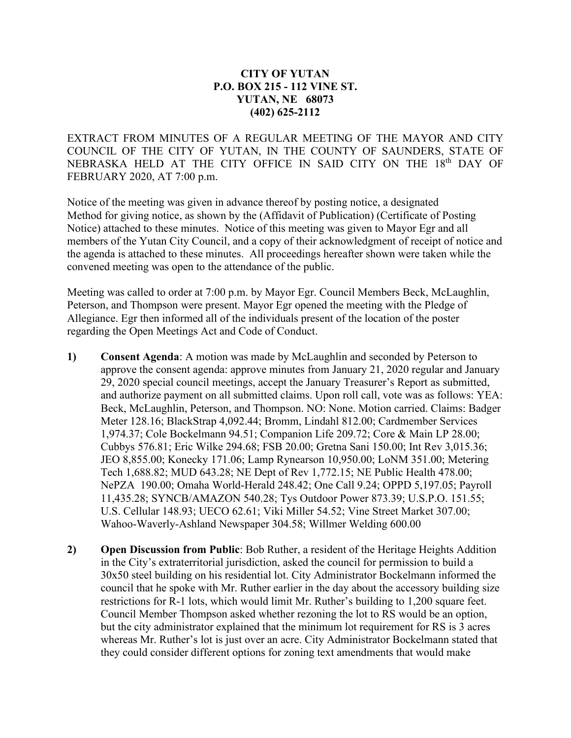**CITY OF YUTAN**
**P.O. BOX 215 - 112 VINE ST.**
**YUTAN, NE 68073**
**(402) 625-2112**

EXTRACT FROM MINUTES OF A REGULAR MEETING OF THE MAYOR AND CITY COUNCIL OF THE CITY OF YUTAN, IN THE COUNTY OF SAUNDERS, STATE OF NEBRASKA HELD AT THE CITY OFFICE IN SAID CITY ON THE 18th DAY OF FEBRUARY 2020, AT 7:00 p.m.

Notice of the meeting was given in advance thereof by posting notice, a designated Method for giving notice, as shown by the (Affidavit of Publication) (Certificate of Posting Notice) attached to these minutes. Notice of this meeting was given to Mayor Egr and all members of the Yutan City Council, and a copy of their acknowledgment of receipt of notice and the agenda is attached to these minutes. All proceedings hereafter shown were taken while the convened meeting was open to the attendance of the public.

Meeting was called to order at 7:00 p.m. by Mayor Egr. Council Members Beck, McLaughlin, Peterson, and Thompson were present. Mayor Egr opened the meeting with the Pledge of Allegiance. Egr then informed all of the individuals present of the location of the poster regarding the Open Meetings Act and Code of Conduct.

1) **Consent Agenda**: A motion was made by McLaughlin and seconded by Peterson to approve the consent agenda: approve minutes from January 21, 2020 regular and January 29, 2020 special council meetings, accept the January Treasurer's Report as submitted, and authorize payment on all submitted claims. Upon roll call, vote was as follows: YEA: Beck, McLaughlin, Peterson, and Thompson. NO: None. Motion carried. Claims: Badger Meter 128.16; BlackStrap 4,092.44; Bromm, Lindahl 812.00; Cardmember Services 1,974.37; Cole Bockelmann 94.51; Companion Life 209.72; Core & Main LP 28.00; Cubbys 576.81; Eric Wilke 294.68; FSB 20.00; Gretna Sani 150.00; Int Rev 3,015.36; JEO 8,855.00; Konecky 171.06; Lamp Rynearson 10,950.00; LoNM 351.00; Metering Tech 1,688.82; MUD 643.28; NE Dept of Rev 1,772.15; NE Public Health 478.00; NePZA 190.00; Omaha World-Herald 248.42; One Call 9.24; OPPD 5,197.05; Payroll 11,435.28; SYNCB/AMAZON 540.28; Tys Outdoor Power 873.39; U.S.P.O. 151.55; U.S. Cellular 148.93; UECO 62.61; Viki Miller 54.52; Vine Street Market 307.00; Wahoo-Waverly-Ashland Newspaper 304.58; Willmer Welding 600.00

2) **Open Discussion from Public**: Bob Ruther, a resident of the Heritage Heights Addition in the City's extraterritorial jurisdiction, asked the council for permission to build a 30x50 steel building on his residential lot. City Administrator Bockelmann informed the council that he spoke with Mr. Ruther earlier in the day about the accessory building size restrictions for R-1 lots, which would limit Mr. Ruther's building to 1,200 square feet. Council Member Thompson asked whether rezoning the lot to RS would be an option, but the city administrator explained that the minimum lot requirement for RS is 3 acres whereas Mr. Ruther's lot is just over an acre. City Administrator Bockelmann stated that they could consider different options for zoning text amendments that would make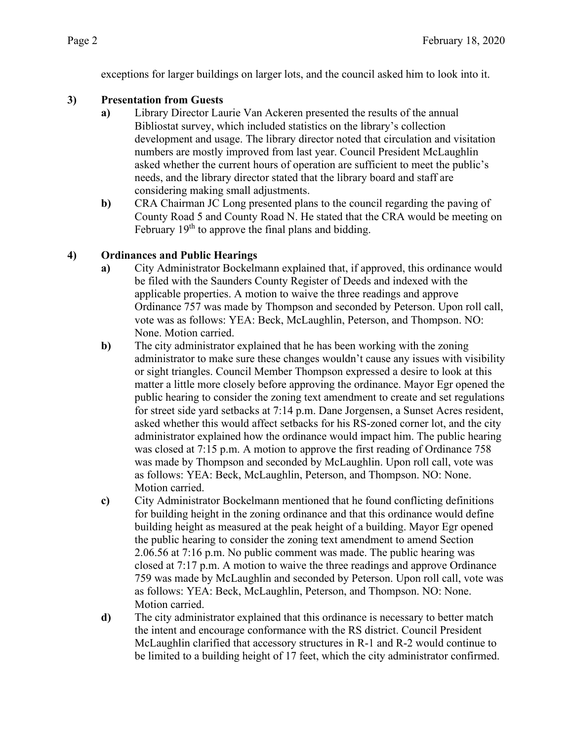exceptions for larger buildings on larger lots, and the council asked him to look into it.

**3) Presentation from Guests**

- **a)** Library Director Laurie Van Ackeren presented the results of the annual Bibliostat survey, which included statistics on the library's collection development and usage. The library director noted that circulation and visitation numbers are mostly improved from last year. Council President McLaughlin asked whether the current hours of operation are sufficient to meet the public's needs, and the library director stated that the library board and staff are considering making small adjustments.
- **b)** CRA Chairman JC Long presented plans to the council regarding the paving of County Road 5 and County Road N. He stated that the CRA would be meeting on February 19th to approve the final plans and bidding.

**4) Ordinances and Public Hearings**

- **a)** City Administrator Bockelmann explained that, if approved, this ordinance would be filed with the Saunders County Register of Deeds and indexed with the applicable properties. A motion to waive the three readings and approve Ordinance 757 was made by Thompson and seconded by Peterson. Upon roll call, vote was as follows: YEA: Beck, McLaughlin, Peterson, and Thompson. NO: None. Motion carried.
- **b)** The city administrator explained that he has been working with the zoning administrator to make sure these changes wouldn't cause any issues with visibility or sight triangles. Council Member Thompson expressed a desire to look at this matter a little more closely before approving the ordinance. Mayor Egr opened the public hearing to consider the zoning text amendment to create and set regulations for street side yard setbacks at 7:14 p.m. Dane Jorgensen, a Sunset Acres resident, asked whether this would affect setbacks for his RS-zoned corner lot, and the city administrator explained how the ordinance would impact him. The public hearing was closed at 7:15 p.m. A motion to approve the first reading of Ordinance 758 was made by Thompson and seconded by McLaughlin. Upon roll call, vote was as follows: YEA: Beck, McLaughlin, Peterson, and Thompson. NO: None. Motion carried.
- **c)** City Administrator Bockelmann mentioned that he found conflicting definitions for building height in the zoning ordinance and that this ordinance would define building height as measured at the peak height of a building. Mayor Egr opened the public hearing to consider the zoning text amendment to amend Section 2.06.56 at 7:16 p.m. No public comment was made. The public hearing was closed at 7:17 p.m. A motion to waive the three readings and approve Ordinance 759 was made by McLaughlin and seconded by Peterson. Upon roll call, vote was as follows: YEA: Beck, McLaughlin, Peterson, and Thompson. NO: None. Motion carried.
- **d)** The city administrator explained that this ordinance is necessary to better match the intent and encourage conformance with the RS district. Council President McLaughlin clarified that accessory structures in R-1 and R-2 would continue to be limited to a building height of 17 feet, which the city administrator confirmed.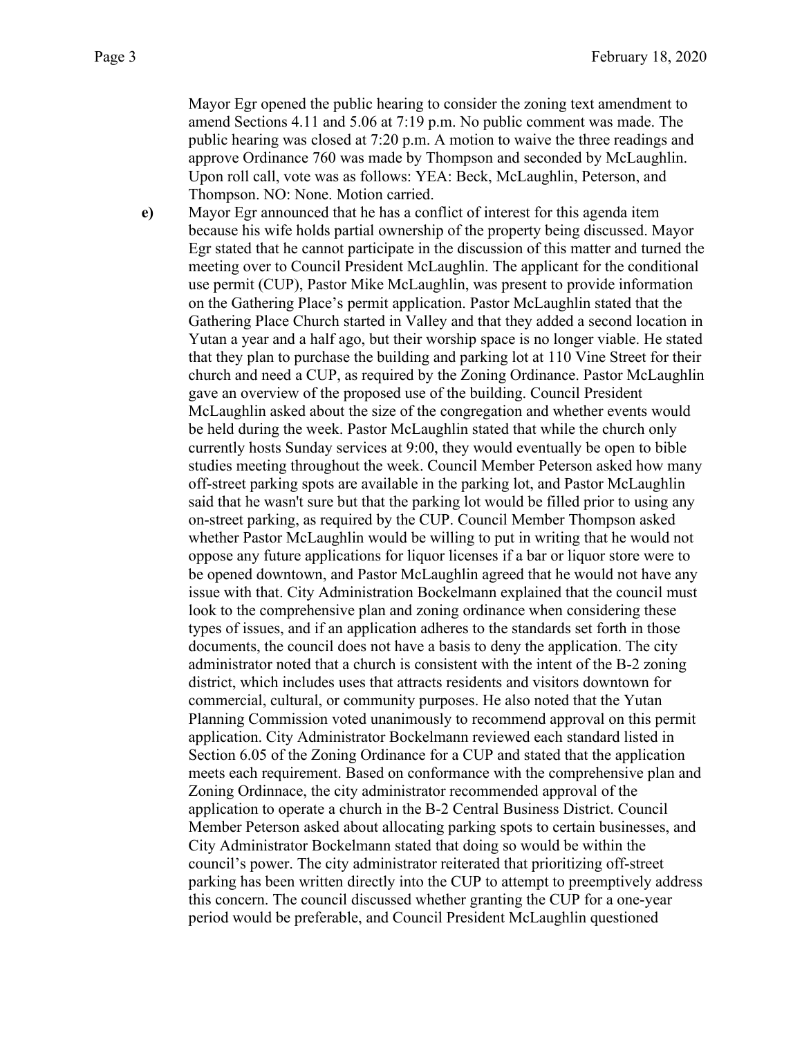Mayor Egr opened the public hearing to consider the zoning text amendment to amend Sections 4.11 and 5.06 at 7:19 p.m. No public comment was made. The public hearing was closed at 7:20 p.m. A motion to waive the three readings and approve Ordinance 760 was made by Thompson and seconded by McLaughlin. Upon roll call, vote was as follows: YEA: Beck, McLaughlin, Peterson, and Thompson. NO: None. Motion carried.

**e)** Mayor Egr announced that he has a conflict of interest for this agenda item because his wife holds partial ownership of the property being discussed. Mayor Egr stated that he cannot participate in the discussion of this matter and turned the meeting over to Council President McLaughlin. The applicant for the conditional use permit (CUP), Pastor Mike McLaughlin, was present to provide information on the Gathering Place's permit application. Pastor McLaughlin stated that the Gathering Place Church started in Valley and that they added a second location in Yutan a year and a half ago, but their worship space is no longer viable. He stated that they plan to purchase the building and parking lot at 110 Vine Street for their church and need a CUP, as required by the Zoning Ordinance. Pastor McLaughlin gave an overview of the proposed use of the building. Council President McLaughlin asked about the size of the congregation and whether events would be held during the week. Pastor McLaughlin stated that while the church only currently hosts Sunday services at 9:00, they would eventually be open to bible studies meeting throughout the week. Council Member Peterson asked how many off-street parking spots are available in the parking lot, and Pastor McLaughlin said that he wasn't sure but that the parking lot would be filled prior to using any on-street parking, as required by the CUP. Council Member Thompson asked whether Pastor McLaughlin would be willing to put in writing that he would not oppose any future applications for liquor licenses if a bar or liquor store were to be opened downtown, and Pastor McLaughlin agreed that he would not have any issue with that. City Administration Bockelmann explained that the council must look to the comprehensive plan and zoning ordinance when considering these types of issues, and if an application adheres to the standards set forth in those documents, the council does not have a basis to deny the application. The city administrator noted that a church is consistent with the intent of the B-2 zoning district, which includes uses that attracts residents and visitors downtown for commercial, cultural, or community purposes. He also noted that the Yutan Planning Commission voted unanimously to recommend approval on this permit application. City Administrator Bockelmann reviewed each standard listed in Section 6.05 of the Zoning Ordinance for a CUP and stated that the application meets each requirement. Based on conformance with the comprehensive plan and Zoning Ordinnace, the city administrator recommended approval of the application to operate a church in the B-2 Central Business District. Council Member Peterson asked about allocating parking spots to certain businesses, and City Administrator Bockelmann stated that doing so would be within the council's power. The city administrator reiterated that prioritizing off-street parking has been written directly into the CUP to attempt to preemptively address this concern. The council discussed whether granting the CUP for a one-year period would be preferable, and Council President McLaughlin questioned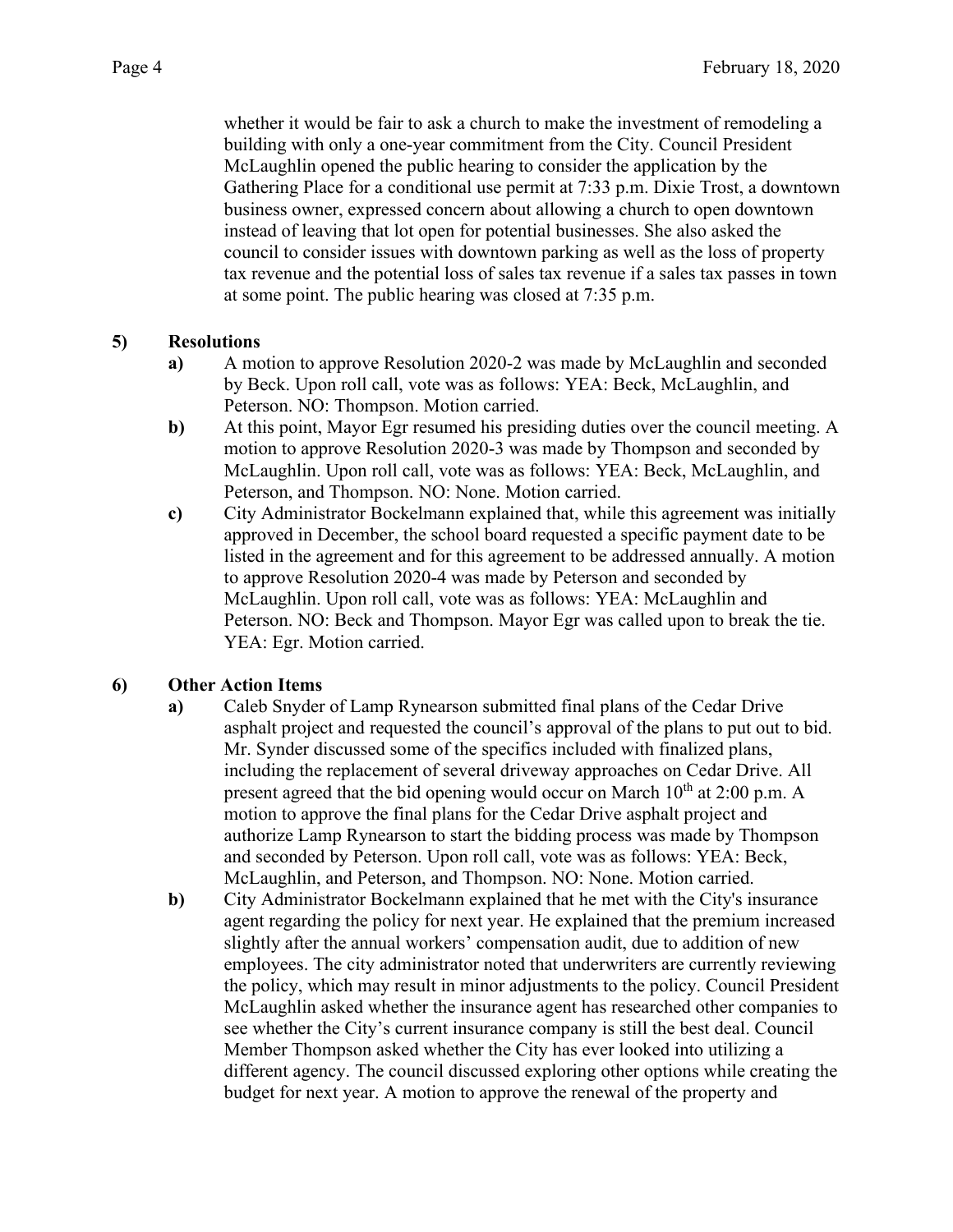whether it would be fair to ask a church to make the investment of remodeling a building with only a one-year commitment from the City. Council President McLaughlin opened the public hearing to consider the application by the Gathering Place for a conditional use permit at 7:33 p.m. Dixie Trost, a downtown business owner, expressed concern about allowing a church to open downtown instead of leaving that lot open for potential businesses. She also asked the council to consider issues with downtown parking as well as the loss of property tax revenue and the potential loss of sales tax revenue if a sales tax passes in town at some point. The public hearing was closed at 7:35 p.m.

**5) Resolutions**

**a)** A motion to approve Resolution 2020-2 was made by McLaughlin and seconded by Beck. Upon roll call, vote was as follows: YEA: Beck, McLaughlin, and Peterson. NO: Thompson. Motion carried.

**b)** At this point, Mayor Egr resumed his presiding duties over the council meeting. A motion to approve Resolution 2020-3 was made by Thompson and seconded by McLaughlin. Upon roll call, vote was as follows: YEA: Beck, McLaughlin, and Peterson, and Thompson. NO: None. Motion carried.

**c)** City Administrator Bockelmann explained that, while this agreement was initially approved in December, the school board requested a specific payment date to be listed in the agreement and for this agreement to be addressed annually. A motion to approve Resolution 2020-4 was made by Peterson and seconded by McLaughlin. Upon roll call, vote was as follows: YEA: McLaughlin and Peterson. NO: Beck and Thompson. Mayor Egr was called upon to break the tie. YEA: Egr. Motion carried.

**6) Other Action Items**

**a)** Caleb Snyder of Lamp Rynearson submitted final plans of the Cedar Drive asphalt project and requested the council's approval of the plans to put out to bid. Mr. Synder discussed some of the specifics included with finalized plans, including the replacement of several driveway approaches on Cedar Drive. All present agreed that the bid opening would occur on March 10th at 2:00 p.m. A motion to approve the final plans for the Cedar Drive asphalt project and authorize Lamp Rynearson to start the bidding process was made by Thompson and seconded by Peterson. Upon roll call, vote was as follows: YEA: Beck, McLaughlin, and Peterson, and Thompson. NO: None. Motion carried.

**b)** City Administrator Bockelmann explained that he met with the City's insurance agent regarding the policy for next year. He explained that the premium increased slightly after the annual workers' compensation audit, due to addition of new employees. The city administrator noted that underwriters are currently reviewing the policy, which may result in minor adjustments to the policy. Council President McLaughlin asked whether the insurance agent has researched other companies to see whether the City's current insurance company is still the best deal. Council Member Thompson asked whether the City has ever looked into utilizing a different agency. The council discussed exploring other options while creating the budget for next year. A motion to approve the renewal of the property and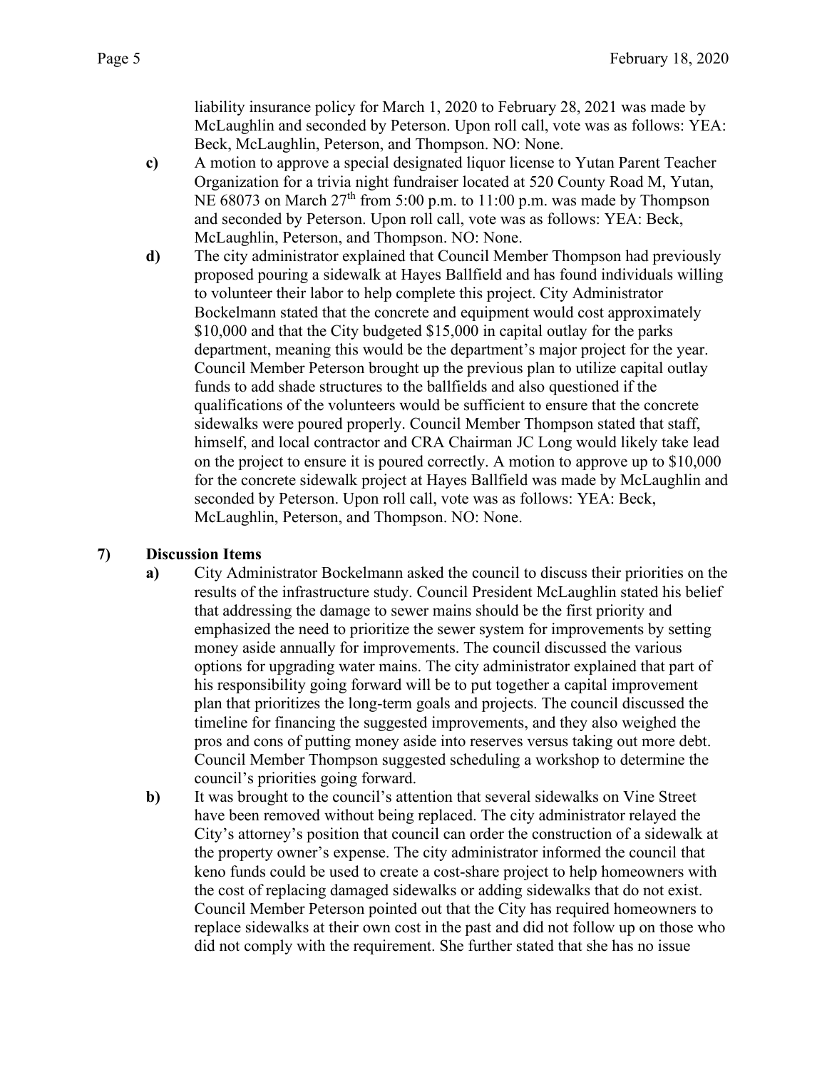liability insurance policy for March 1, 2020 to February 28, 2021 was made by McLaughlin and seconded by Peterson. Upon roll call, vote was as follows: YEA: Beck, McLaughlin, Peterson, and Thompson. NO: None.

**c)** A motion to approve a special designated liquor license to Yutan Parent Teacher Organization for a trivia night fundraiser located at 520 County Road M, Yutan, NE 68073 on March 27th from 5:00 p.m. to 11:00 p.m. was made by Thompson and seconded by Peterson. Upon roll call, vote was as follows: YEA: Beck, McLaughlin, Peterson, and Thompson. NO: None.

**d)** The city administrator explained that Council Member Thompson had previously proposed pouring a sidewalk at Hayes Ballfield and has found individuals willing to volunteer their labor to help complete this project. City Administrator Bockelmann stated that the concrete and equipment would cost approximately $10,000 and that the City budgeted $15,000 in capital outlay for the parks department, meaning this would be the department's major project for the year. Council Member Peterson brought up the previous plan to utilize capital outlay funds to add shade structures to the ballfields and also questioned if the qualifications of the volunteers would be sufficient to ensure that the concrete sidewalks were poured properly. Council Member Thompson stated that staff, himself, and local contractor and CRA Chairman JC Long would likely take lead on the project to ensure it is poured correctly. A motion to approve up to $10,000 for the concrete sidewalk project at Hayes Ballfield was made by McLaughlin and seconded by Peterson. Upon roll call, vote was as follows: YEA: Beck, McLaughlin, Peterson, and Thompson. NO: None.

## 7) Discussion Items

**a)** City Administrator Bockelmann asked the council to discuss their priorities on the results of the infrastructure study. Council President McLaughlin stated his belief that addressing the damage to sewer mains should be the first priority and emphasized the need to prioritize the sewer system for improvements by setting money aside annually for improvements. The council discussed the various options for upgrading water mains. The city administrator explained that part of his responsibility going forward will be to put together a capital improvement plan that prioritizes the long-term goals and projects. The council discussed the timeline for financing the suggested improvements, and they also weighed the pros and cons of putting money aside into reserves versus taking out more debt. Council Member Thompson suggested scheduling a workshop to determine the council's priorities going forward.

**b)** It was brought to the council's attention that several sidewalks on Vine Street have been removed without being replaced. The city administrator relayed the City's attorney's position that council can order the construction of a sidewalk at the property owner's expense. The city administrator informed the council that keno funds could be used to create a cost-share project to help homeowners with the cost of replacing damaged sidewalks or adding sidewalks that do not exist. Council Member Peterson pointed out that the City has required homeowners to replace sidewalks at their own cost in the past and did not follow up on those who did not comply with the requirement. She further stated that she has no issue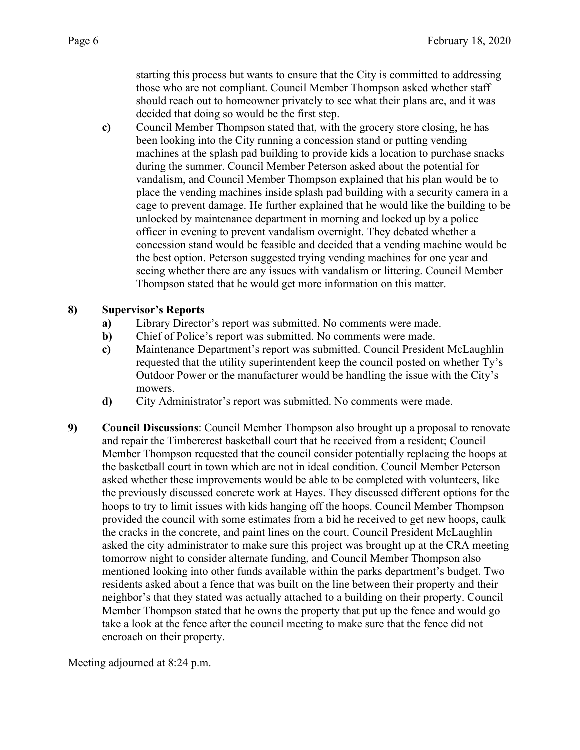starting this process but wants to ensure that the City is committed to addressing those who are not compliant. Council Member Thompson asked whether staff should reach out to homeowner privately to see what their plans are, and it was decided that doing so would be the first step.

**c)** Council Member Thompson stated that, with the grocery store closing, he has been looking into the City running a concession stand or putting vending machines at the splash pad building to provide kids a location to purchase snacks during the summer. Council Member Peterson asked about the potential for vandalism, and Council Member Thompson explained that his plan would be to place the vending machines inside splash pad building with a security camera in a cage to prevent damage. He further explained that he would like the building to be unlocked by maintenance department in morning and locked up by a police officer in evening to prevent vandalism overnight. They debated whether a concession stand would be feasible and decided that a vending machine would be the best option. Peterson suggested trying vending machines for one year and seeing whether there are any issues with vandalism or littering. Council Member Thompson stated that he would get more information on this matter.

**8) Supervisor's Reports**

**a)** Library Director's report was submitted. No comments were made.

**b)** Chief of Police's report was submitted. No comments were made.

**c)** Maintenance Department's report was submitted. Council President McLaughlin requested that the utility superintendent keep the council posted on whether Ty's Outdoor Power or the manufacturer would be handling the issue with the City's mowers.

**d)** City Administrator's report was submitted. No comments were made.

**9) Council Discussions**: Council Member Thompson also brought up a proposal to renovate and repair the Timbercrest basketball court that he received from a resident; Council Member Thompson requested that the council consider potentially replacing the hoops at the basketball court in town which are not in ideal condition. Council Member Peterson asked whether these improvements would be able to be completed with volunteers, like the previously discussed concrete work at Hayes. They discussed different options for the hoops to try to limit issues with kids hanging off the hoops. Council Member Thompson provided the council with some estimates from a bid he received to get new hoops, caulk the cracks in the concrete, and paint lines on the court. Council President McLaughlin asked the city administrator to make sure this project was brought up at the CRA meeting tomorrow night to consider alternate funding, and Council Member Thompson also mentioned looking into other funds available within the parks department's budget. Two residents asked about a fence that was built on the line between their property and their neighbor's that they stated was actually attached to a building on their property. Council Member Thompson stated that he owns the property that put up the fence and would go take a look at the fence after the council meeting to make sure that the fence did not encroach on their property.

Meeting adjourned at 8:24 p.m.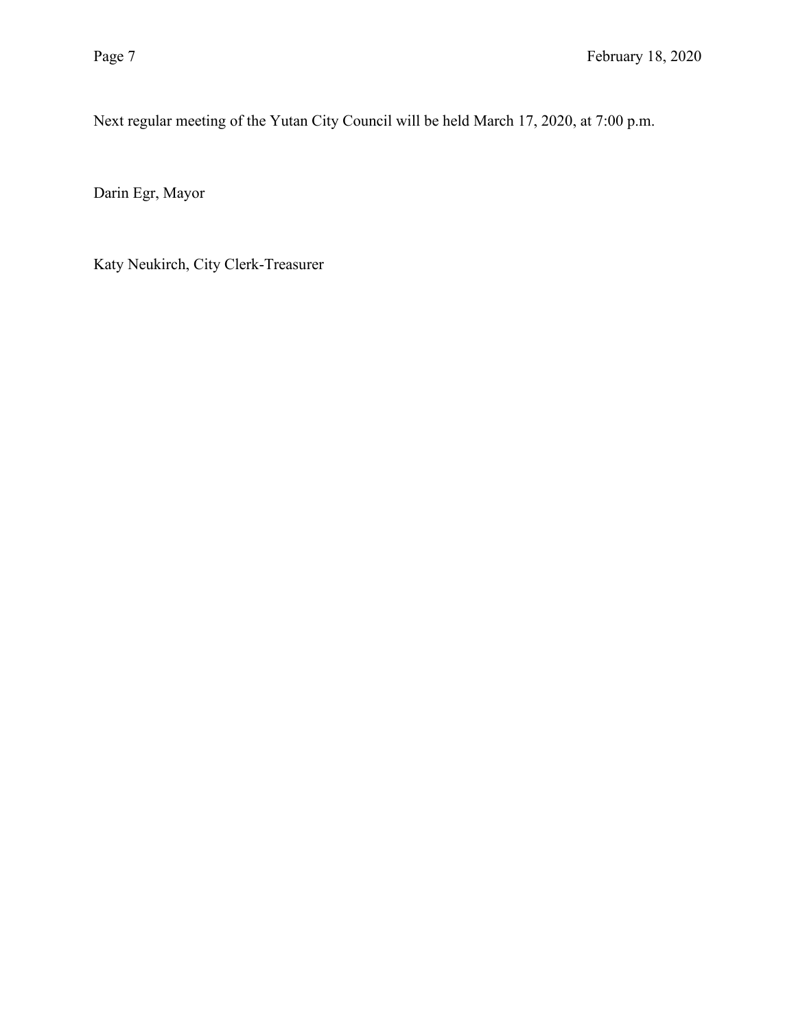Next regular meeting of the Yutan City Council will be held March 17, 2020, at 7:00 p.m.

Darin Egr, Mayor

Katy Neukirch, City Clerk-Treasurer